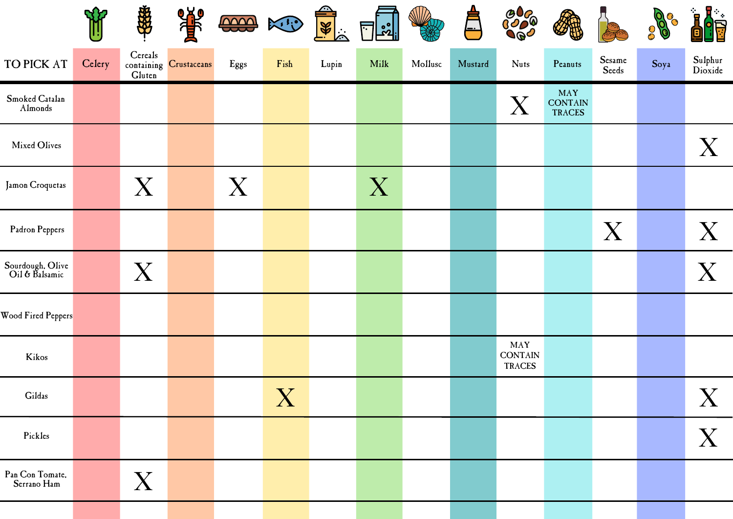| TO PICK AT | Celery | Cereals containing Gluten | Crustaceans | Eggs | Fish | Lupin | Milk | Mollusc | Mustard | Nuts | Peanuts | Sesame Seeds | Soya | Sulphur Dioxide |
|---|---|---|---|---|---|---|---|---|---|---|---|---|---|---|
| Smoked Catalan Almonds | | | | | | | | | | X | MAY CONTAIN TRACES | | | |
| Mixed Olives | | | | | | | | | | | | | | X |
| Jamon Croquetas | | X | | X | | | X | | | | | | | |
| Padron Peppers | | | | | | | | | | | | X | | X |
| Sourdough, Olive Oil & Balsamic | | X | | | | | | | | | | | | X |
| Wood Fired Peppers | | | | | | | | | | | | | | |
| Kikos | | | | | | | | | | MAY CONTAIN TRACES | | | | |
| Gildas | | | | | X | | | | | | | | | X |
| Pickles | | | | | | | | | | | | | | X |
| Pan Con Tomate, Serrano Ham | | X | | | | | | | | | | | | |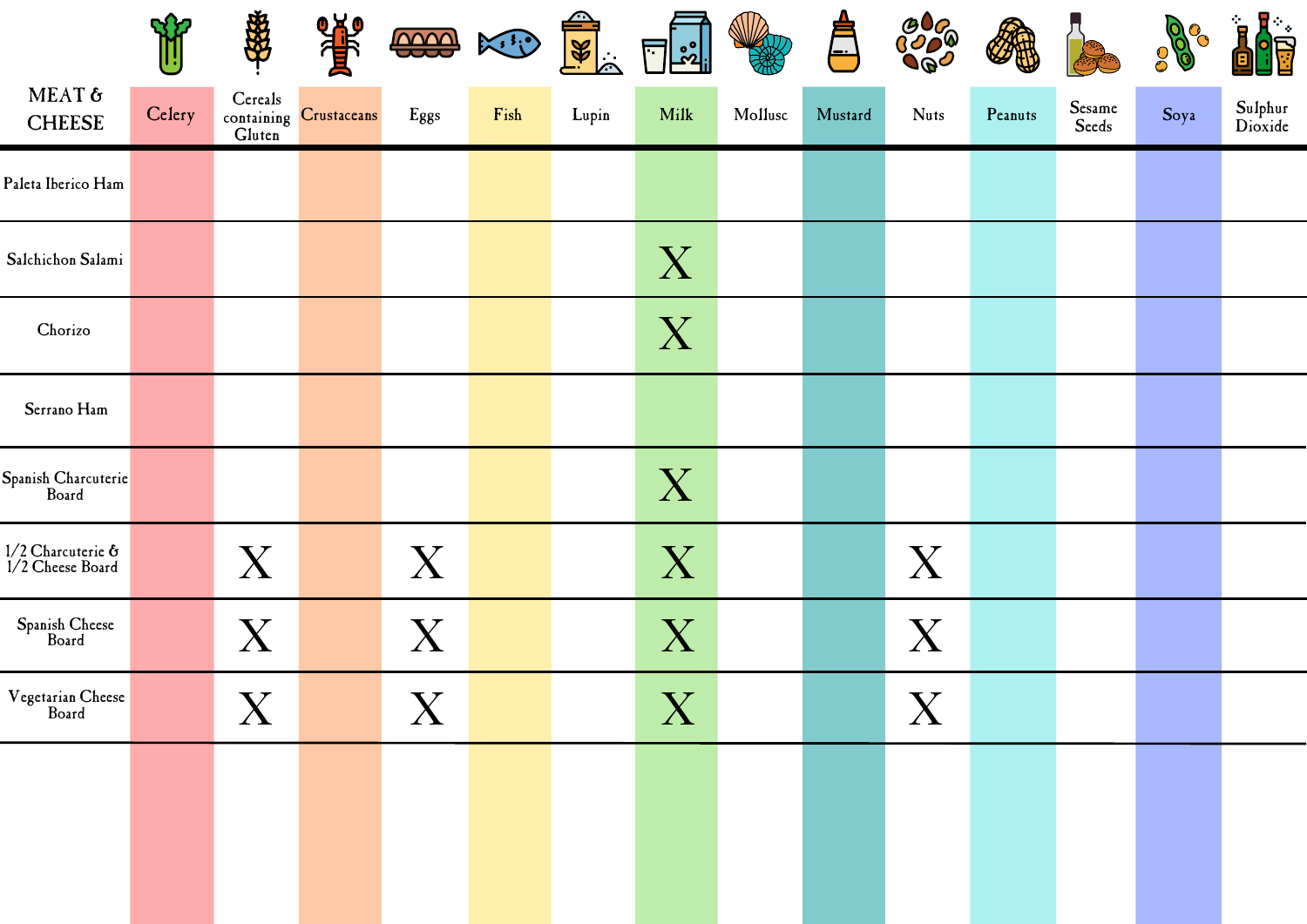| MEAT & CHEESE | Celery | Cereals containing Gluten | Crustaceans | Eggs | Fish | Lupin | Milk | Mollusc | Mustard | Nuts | Peanuts | Sesame Seeds | Soya | Sulphur Dioxide |
|---|---|---|---|---|---|---|---|---|---|---|---|---|---|---|
| Paleta Iberico Ham | | | | | | | | | | | | | | |
| Salchichon Salami | | | | | | | X | | | | | | | |
| Chorizo | | | | | | | X | | | | | | | |
| Serrano Ham | | | | | | | | | | | | | | |
| Spanish Charcuterie Board | | | | | | | X | | | | | | | |
| 1/2 Charcuterie & 1/2 Cheese Board | | X | | X | | | X | | | X | | | | |
| Spanish Cheese Board | | X | | X | | | X | | | X | | | | |
| Vegetarian Cheese Board | | X | | X | | | X | | | X | | | | |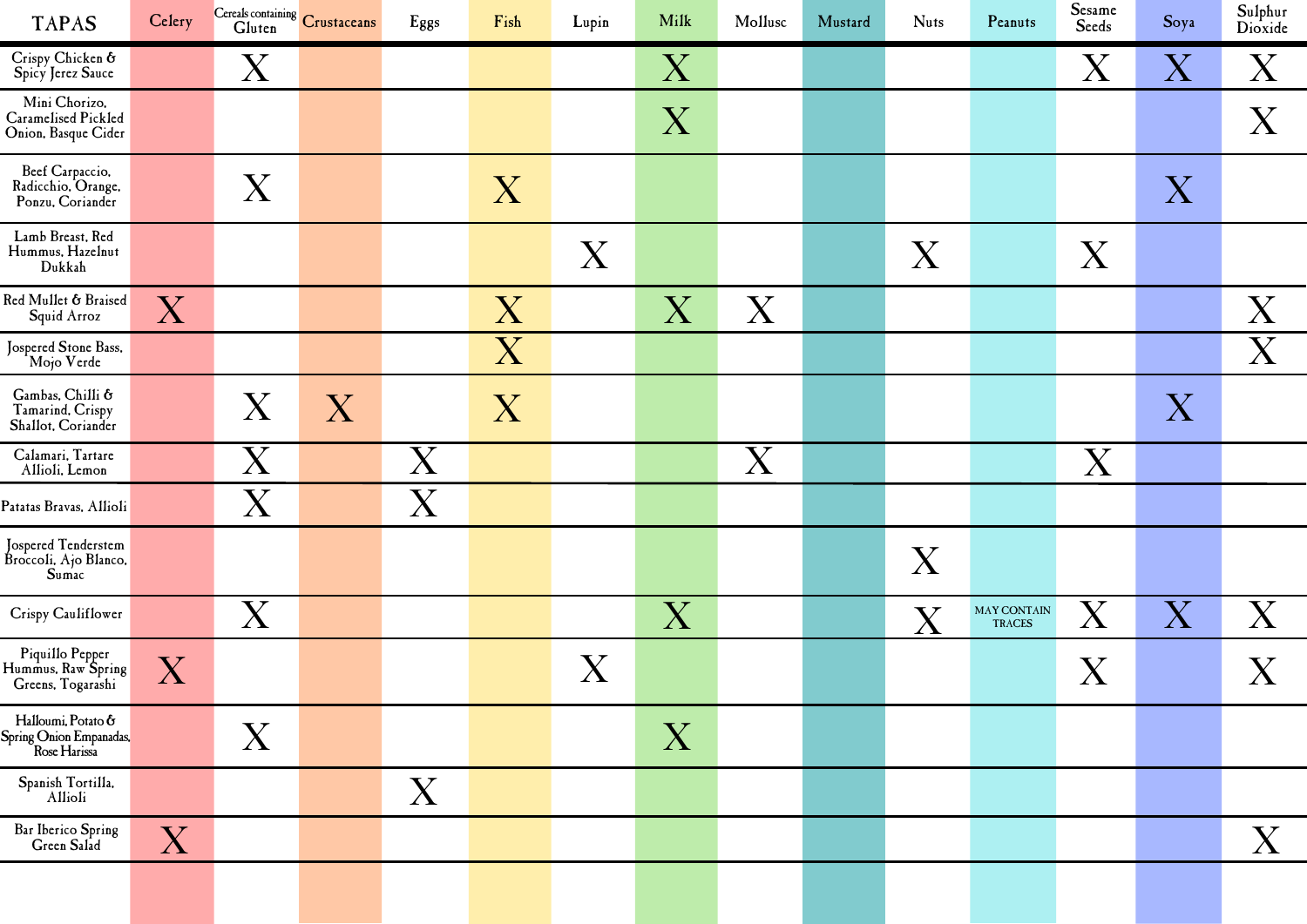| TAPAS | Celery | Cereals containing Gluten | Crustaceans | Eggs | Fish | Lupin | Milk | Mollusc | Mustard | Nuts | Peanuts | Sesame Seeds | Soya | Sulphur Dioxide |
|---|---|---|---|---|---|---|---|---|---|---|---|---|---|---|
| Crispy Chicken & Spicy Jerez Sauce | | X | | | | | X | | | | | X | X | X |
| Mini Chorizo, Caramelised Pickled Onion, Basque Cider | | | | | | | X | | | | | | | X |
| Beef Carpaccio, Radicchio, Orange, Ponzu, Coriander | | X | | | X | | | | | | | | X | |
| Lamb Breast, Red Hummus, Hazelnut Dukkah | | | | | | X | | | | X | | X | | |
| Red Mullet & Braised Squid Arroz | X | | | | X | | X | X | | | | | | X |
| Jospered Stone Bass, Mojo Verde | | | | | X | | | | | | | | | X |
| Gambas, Chilli & Tamarind, Crispy Shallot, Coriander | | X | X | | X | | | | | | | | X | |
| Calamari, Tartare Allioli, Lemon | | X | | X | | | | X | | | | X | | |
| Patatas Bravas, Allioli | | X | | X | | | | | | | | | | |
| Jospered Tenderstem Broccoli, Ajo Blanco, Sumac | | | | | | | | | | X | | | | |
| Crispy Cauliflower | | X | | | | | X | | | X | MAY CONTAIN TRACES | X | X | X |
| Piquillo Pepper Hummus, Raw Spring Greens, Togarashi | X | | | | | X | | | | | | X | | X |
| Halloumi, Potato & Spring Onion Empanadas, Rose Harissa | | X | | | | | X | | | | | | | |
| Spanish Tortilla, Allioli | | | | X | | | | | | | | | | |
| Bar Iberico Spring Green Salad | X | | | | | | | | | | | | | X |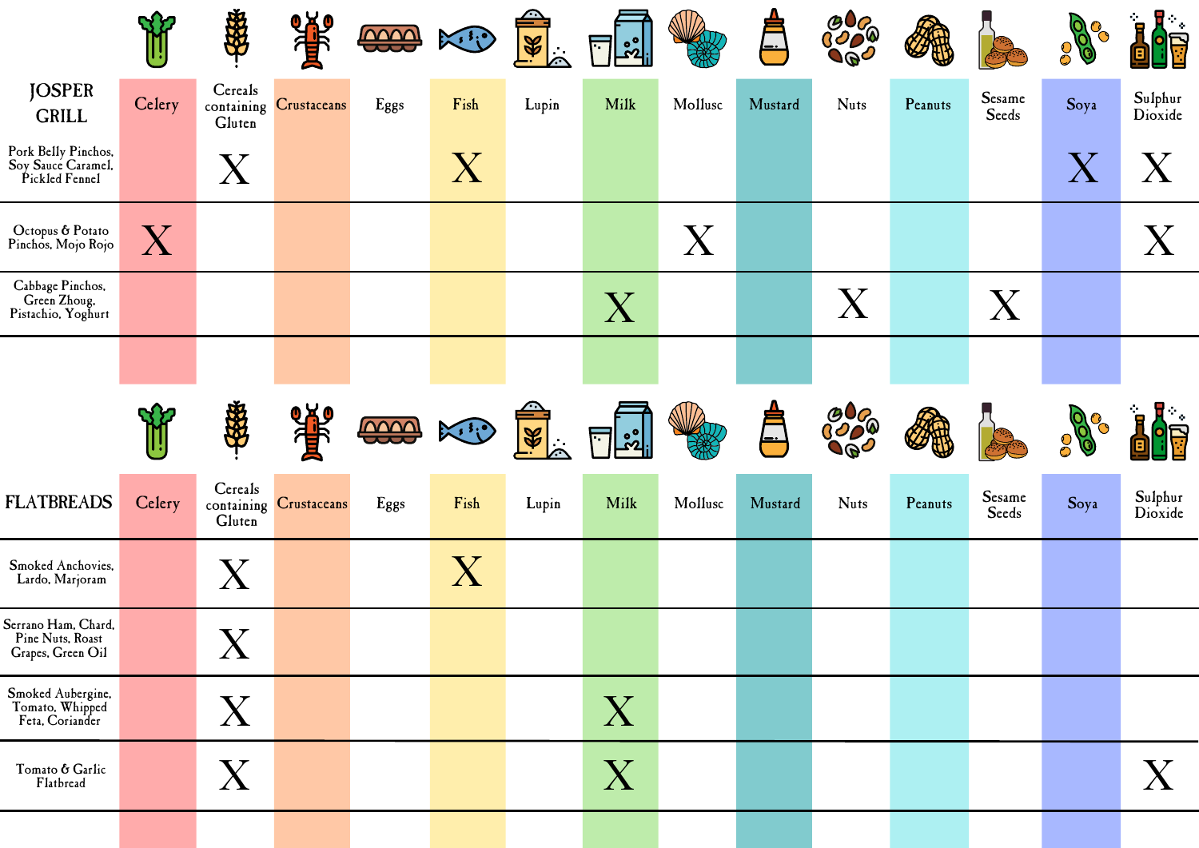| JOSPER GRILL | Celery | Cereals containing Gluten | Crustaceans | Eggs | Fish | Lupin | Milk | Mollusc | Mustard | Nuts | Peanuts | Sesame Seeds | Soya | Sulphur Dioxide |
|---|---|---|---|---|---|---|---|---|---|---|---|---|---|---|
| Pork Belly Pinchos, Soy Sauce Caramel, Pickled Fennel | | X | | | X | | | | | | | | X | X |
| Octopus & Potato Pinchos, Mojo Rojo | X | | | | | | | X | | | | | | X |
| Cabbage Pinchos, Green Zhoug, Pistachio, Yoghurt | | | | | | | X | | | X | | X | | |

| FLATBREADS | Celery | Cereals containing Gluten | Crustaceans | Eggs | Fish | Lupin | Milk | Mollusc | Mustard | Nuts | Peanuts | Sesame Seeds | Soya | Sulphur Dioxide |
|---|---|---|---|---|---|---|---|---|---|---|---|---|---|---|
| Smoked Anchovies, Lardo, Marjoram | | X | | | X | | | | | | | | | |
| Serrano Ham, Chard, Pine Nuts, Roast Grapes, Green Oil | | X | | | | | | | | | | | | |
| Smoked Aubergine, Tomato, Whipped Feta, Coriander | | X | | | | | X | | | | | | | |
| Tomato & Garlic Flatbread | | X | | | | | X | | | | | | | X |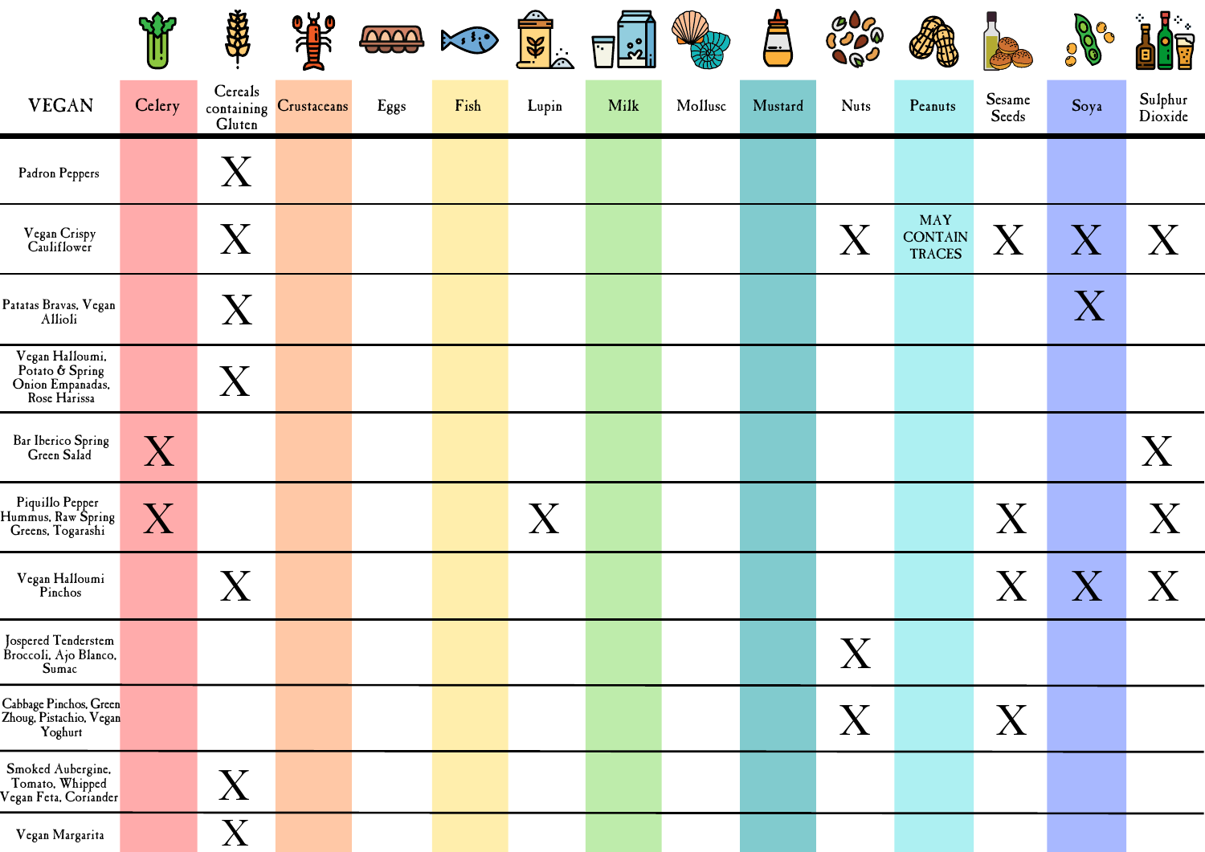| VEGAN | Celery | Cereals containing Gluten | Crustaceans | Eggs | Fish | Lupin | Milk | Mollusc | Mustard | Nuts | Peanuts | Sesame Seeds | Soya | Sulphur Dioxide |
|---|---|---|---|---|---|---|---|---|---|---|---|---|---|---|
| Padron Peppers | | X | | | | | | | | | | | | |
| Vegan Crispy Cauliflower | | X | | | | | | | | X | MAY CONTAIN TRACES | X | X | X |
| Patatas Bravas, Vegan Allioli | | X | | | | | | | | | | | X | |
| Vegan Halloumi, Potato & Spring Onion Empanadas, Rose Harissa | | X | | | | | | | | | | | | |
| Bar Iberico Spring Green Salad | X | | | | | | | | | | | | | X |
| Piquillo Pepper Hummus, Raw Spring Greens, Togarashi | X | | | | | X | | | | | | X | | X |
| Vegan Halloumi Pinchos | | X | | | | | | | | | | X | X | X |
| Jospered Tenderstem Broccoli, Ajo Blanco, Sumac | | | | | | | | | | X | | | | |
| Cabbage Pinchos, Green Zhoug, Pistachio, Vegan Yoghurt | | | | | | | | | | X | | X | | |
| Smoked Aubergine, Tomato, Whipped Vegan Feta, Coriander | | X | | | | | | | | | | | | |
| Vegan Margarita | | X | | | | | | | | | | | | |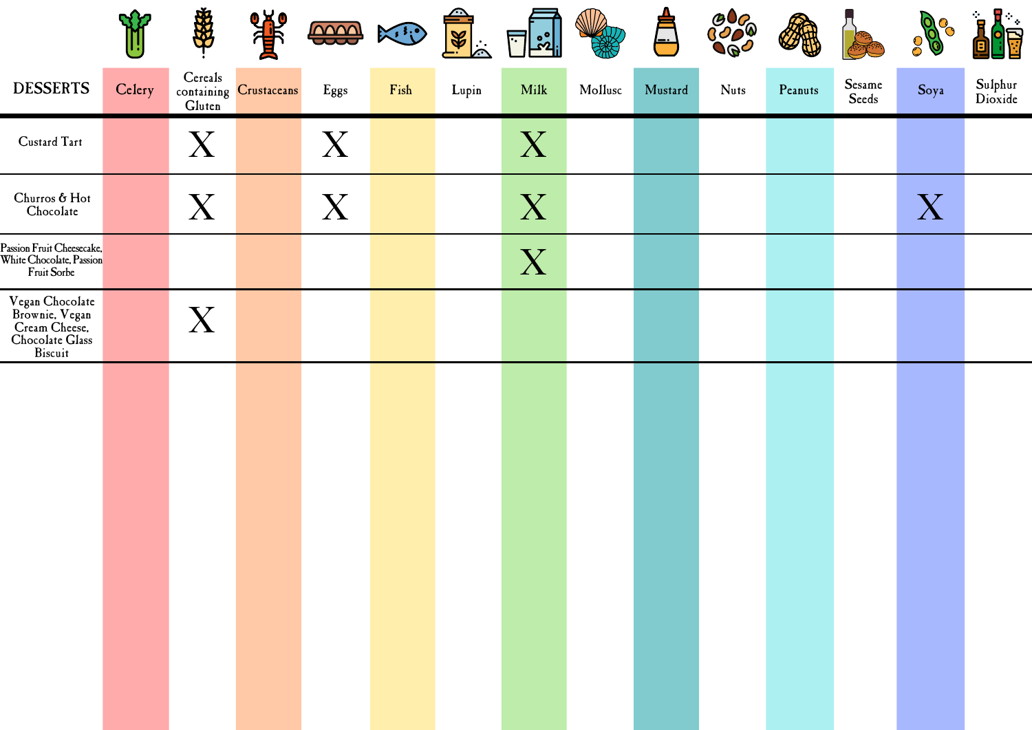| DESSERTS | Celery | Cereals containing Gluten | Crustaceans | Eggs | Fish | Lupin | Milk | Mollusc | Mustard | Nuts | Peanuts | Sesame Seeds | Soya | Sulphur Dioxide |
|---|---|---|---|---|---|---|---|---|---|---|---|---|---|---|
| Custard Tart | | X | | X | | | X | | | | | | | |
| Churros & Hot Chocolate | | X | | X | | | X | | | | | | X | |
| Passion Fruit Cheesecake, White Chocolate, Passion Fruit Sorbe | | | | | | | X | | | | | | | |
| Vegan Chocolate Brownie, Vegan Cream Cheese, Chocolate Glass Biscuit | | X | | | | | | | | | | | | |